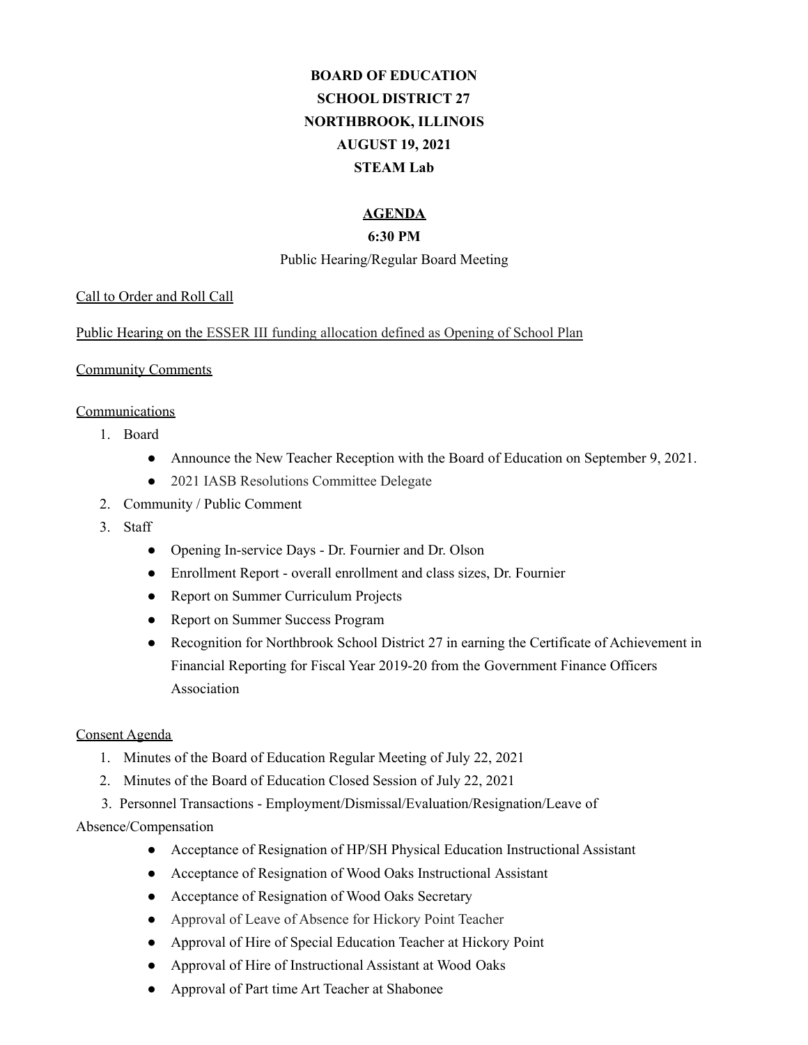**BOARD OF EDUCATION**
**SCHOOL DISTRICT 27**
**NORTHBROOK, ILLINOIS**
**AUGUST 19, 2021**
**STEAM Lab**

**AGENDA**
**6:30 PM**
Public Hearing/Regular Board Meeting

Call to Order and Roll Call

Public Hearing on the ESSER III funding allocation defined as Opening of School Plan

Community Comments

Communications

1. Board
   - Announce the New Teacher Reception with the Board of Education on September 9, 2021.
   - 2021 IASB Resolutions Committee Delegate
2. Community / Public Comment
3. Staff
   - Opening In-service Days - Dr. Fournier and Dr. Olson
   - Enrollment Report - overall enrollment and class sizes, Dr. Fournier
   - Report on Summer Curriculum Projects
   - Report on Summer Success Program
   - Recognition for Northbrook School District 27 in earning the Certificate of Achievement in Financial Reporting for Fiscal Year 2019-20 from the Government Finance Officers Association

Consent Agenda

1. Minutes of the Board of Education Regular Meeting of July 22, 2021
2. Minutes of the Board of Education Closed Session of July 22, 2021
3. Personnel Transactions - Employment/Dismissal/Evaluation/Resignation/Leave of Absence/Compensation
   - Acceptance of Resignation of HP/SH Physical Education Instructional Assistant
   - Acceptance of Resignation of Wood Oaks Instructional Assistant
   - Acceptance of Resignation of Wood Oaks Secretary
   - Approval of Leave of Absence for Hickory Point Teacher
   - Approval of Hire of Special Education Teacher at Hickory Point
   - Approval of Hire of Instructional Assistant at Wood Oaks
   - Approval of Part time Art Teacher at Shabonee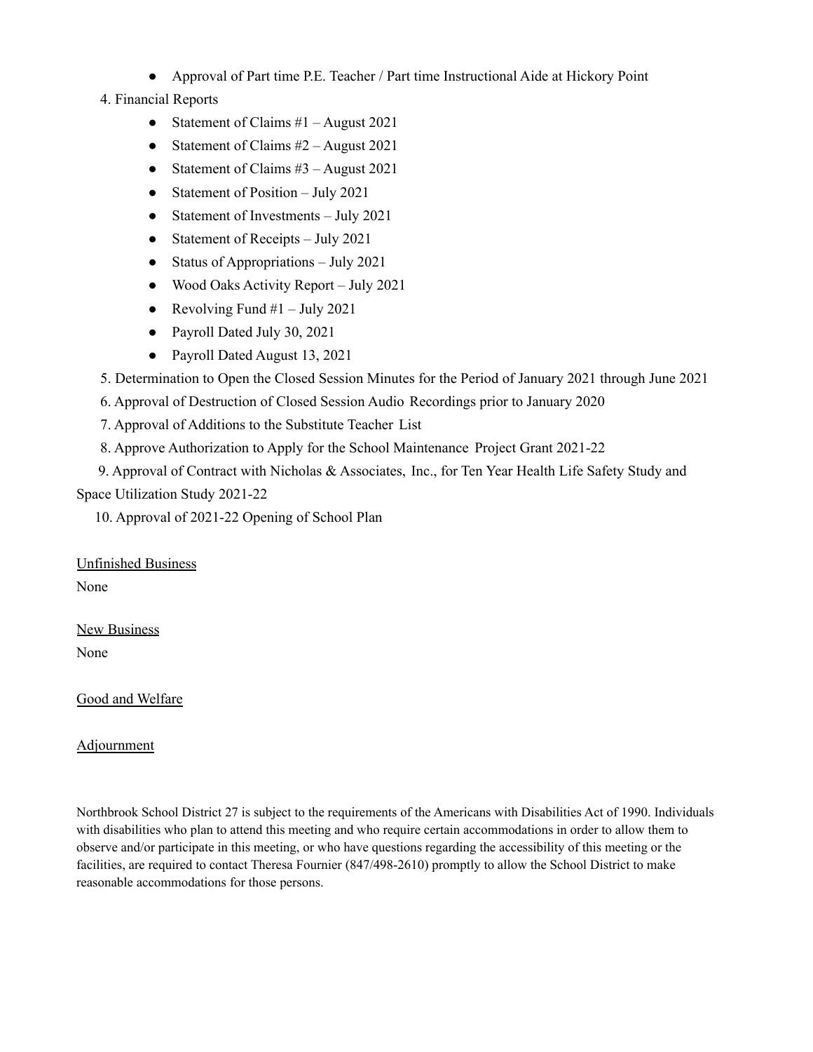- Approval of Part time P.E. Teacher / Part time Instructional Aide at Hickory Point

4. Financial Reports
   - Statement of Claims #1 – August 2021
   - Statement of Claims #2 – August 2021
   - Statement of Claims #3 – August 2021
   - Statement of Position – July 2021
   - Statement of Investments – July 2021
   - Statement of Receipts – July 2021
   - Status of Appropriations – July 2021
   - Wood Oaks Activity Report – July 2021
   - Revolving Fund #1 – July 2021
   - Payroll Dated July 30, 2021
   - Payroll Dated August 13, 2021
5. Determination to Open the Closed Session Minutes for the Period of January 2021 through June 2021
6. Approval of Destruction of Closed Session Audio Recordings prior to January 2020
7. Approval of Additions to the Substitute Teacher List
8. Approve Authorization to Apply for the School Maintenance Project Grant 2021-22
9. Approval of Contract with Nicholas & Associates, Inc., for Ten Year Health Life Safety Study and Space Utilization Study 2021-22
10. Approval of 2021-22 Opening of School Plan

<u>Unfinished Business</u>

None

<u>New Business</u>

None

<u>Good and Welfare</u>

<u>Adjournment</u>

Northbrook School District 27 is subject to the requirements of the Americans with Disabilities Act of 1990. Individuals with disabilities who plan to attend this meeting and who require certain accommodations in order to allow them to observe and/or participate in this meeting, or who have questions regarding the accessibility of this meeting or the facilities, are required to contact Theresa Fournier (847/498-2610) promptly to allow the School District to make reasonable accommodations for those persons.